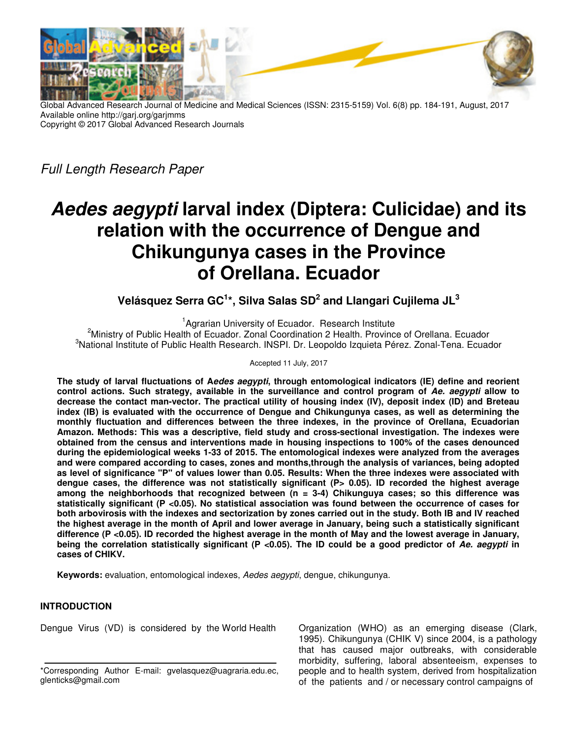Global Advanced Research Journal of Medicine and Medical Sciences (ISSN: 2315-5159) Vol. 6(8) pp. 184-191, August, 2017
Available online http://garj.org/garjmms
Copyright © 2017 Global Advanced Research Journals

*Full Length Research Paper*

# ***Aedes aegypti*** larval index (Diptera: Culicidae) and its relation with the occurrence of Dengue and Chikungunya cases in the Province of Orellana. Ecuador

**Velásquez Serra GC[1]*, Silva Salas SD[2] and Llangari Cujilema JL[3]**

[1]Agrarian University of Ecuador. Research Institute
[2]Ministry of Public Health of Ecuador. Zonal Coordination 2 Health. Province of Orellana. Ecuador
[3]National Institute of Public Health Research. INSPI. Dr. Leopoldo Izquieta Pérez. Zonal-Tena. Ecuador

Accepted 11 July, 2017

**The study of larval fluctuations of A*edes aegypti*, through entomological indicators (IE) define and reorient control actions. Such strategy, available in the surveillance and control program of *Ae. aegypti* allow to decrease the contact man-vector. The practical utility of housing index (IV), deposit index (ID) and Breteau index (IB) is evaluated with the occurrence of Dengue and Chikungunya cases, as well as determining the monthly fluctuation and differences between the three indexes, in the province of Orellana, Ecuadorian Amazon. Methods: This was a descriptive, field study and cross-sectional investigation. The indexes were obtained from the census and interventions made in housing inspections to 100% of the cases denounced during the epidemiological weeks 1-33 of 2015. The entomological indexes were analyzed from the averages and were compared according to cases, zones and months,through the analysis of variances, being adopted as level of significance "P" of values lower than 0.05. Results: When the three indexes were associated with dengue cases, the difference was not statistically significant (P> 0.05). ID recorded the highest average among the neighborhoods that recognized between (n = 3-4) Chikunguya cases; so this difference was statistically significant (P <0.05). No statistical association was found between the occurrence of cases for both arbovirosis with the indexes and sectorization by zones carried out in the study. Both IB and IV reached the highest average in the month of April and lower average in January, being such a statistically significant difference (P <0.05). ID recorded the highest average in the month of May and the lowest average in January, being the correlation statistically significant (P <0.05). The ID could be a good predictor of *Ae. aegypti* in cases of CHIKV.**

**Keywords:** evaluation, entomological indexes, *Aedes aegypti*, dengue, chikungunya.

## INTRODUCTION

Dengue Virus (VD) is considered by the World Health Organization (WHO) as an emerging disease (Clark, 1995). Chikungunya (CHIK V) since 2004, is a pathology that has caused major outbreaks, with considerable morbidity, suffering, laboral absenteeism, expenses to people and to health system, derived from hospitalization of the patients and / or necessary control campaigns of

*Corresponding Author E-mail: gvelasquez@uagraria.edu.ec, glenticks@gmail.com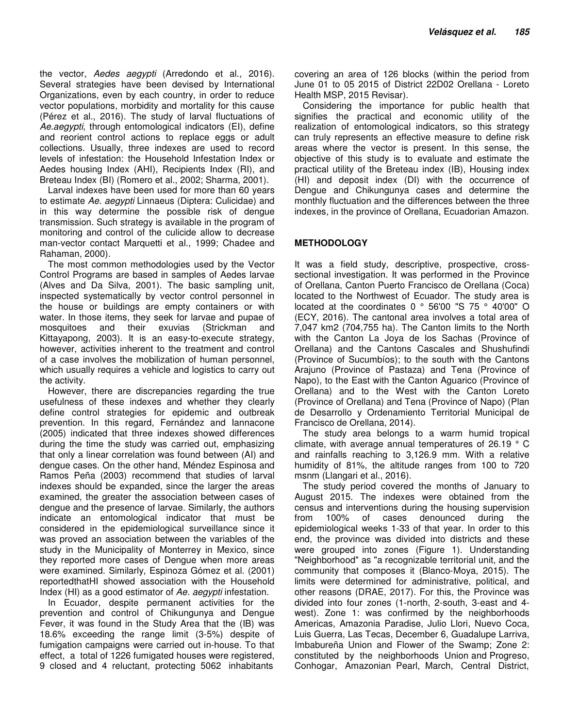the vector, *Aedes aegypti* (Arredondo et al., 2016). Several strategies have been devised by International Organizations, even by each country, in order to reduce vector populations, morbidity and mortality for this cause (Pérez et al., 2016). The study of larval fluctuations of *Ae.aegypti*, through entomological indicators (EI), define and reorient control actions to replace eggs or adult collections. Usually, three indexes are used to record levels of infestation: the Household Infestation Index or Aedes housing Index (AHI), Recipients Index (RI), and Breteau Index (BI) (Romero et al., 2002; Sharma, 2001).

Larval indexes have been used for more than 60 years to estimate *Ae. aegypti* Linnaeus (Diptera: Culicidae) and in this way determine the possible risk of dengue transmission. Such strategy is available in the program of monitoring and control of the culicide allow to decrease man-vector contact Marquetti et al., 1999; Chadee and Rahaman, 2000).

The most common methodologies used by the Vector Control Programs are based in samples of Aedes larvae (Alves and Da Silva, 2001). The basic sampling unit, inspected systematically by vector control personnel in the house or buildings are empty containers or with water. In those items, they seek for larvae and pupae of mosquitoes and their exuvias (Strickman and Kittayapong, 2003). It is an easy-to-execute strategy, however, activities inherent to the treatment and control of a case involves the mobilization of human personnel, which usually requires a vehicle and logistics to carry out the activity.

However, there are discrepancies regarding the true usefulness of these indexes and whether they clearly define control strategies for epidemic and outbreak prevention. In this regard, Fernández and Iannacone (2005) indicated that three indexes showed differences during the time the study was carried out, emphasizing that only a linear correlation was found between (AI) and dengue cases. On the other hand, Méndez Espinosa and Ramos Peña (2003) recommend that studies of larval indexes should be expanded, since the larger the areas examined, the greater the association between cases of dengue and the presence of larvae. Similarly, the authors indicate an entomological indicator that must be considered in the epidemiological surveillance since it was proved an association between the variables of the study in the Municipality of Monterrey in Mexico, since they reported more cases of Dengue when more areas were examined. Similarly, Espinoza Gómez et al. (2001) reportedthatHI showed association with the Household Index (HI) as a good estimator of *Ae. aegypti* infestation.

In Ecuador, despite permanent activities for the prevention and control of Chikungunya and Dengue Fever, it was found in the Study Area that the (IB) was 18.6% exceeding the range limit (3-5%) despite of fumigation campaigns were carried out in-house. To that effect, a total of 1226 fumigated houses were registered, 9 closed and 4 reluctant, protecting 5062 inhabitants covering an area of 126 blocks (within the period from June 01 to 05 2015 of District 22D02 Orellana - Loreto Health MSP, 2015 Revisar).

Considering the importance for public health that signifies the practical and economic utility of the realization of entomological indicators, so this strategy can truly represents an effective measure to define risk areas where the vector is present. In this sense, the objective of this study is to evaluate and estimate the practical utility of the Breteau index (IB), Housing index (HI) and deposit index (DI) with the occurrence of Dengue and Chikungunya cases and determine the monthly fluctuation and the differences between the three indexes, in the province of Orellana, Ecuadorian Amazon.

## METHODOLOGY

It was a field study, descriptive, prospective, cross-sectional investigation. It was performed in the Province of Orellana, Canton Puerto Francisco de Orellana (Coca) located to the Northwest of Ecuador. The study area is located at the coordinates 0 ° 56'00 "S 75 ° 40'00" O (ECY, 2016). The cantonal area involves a total area of 7,047 km2 (704,755 ha). The Canton limits to the North with the Canton La Joya de los Sachas (Province of Orellana) and the Cantons Cascales and Shushufindi (Province of Sucumbíos); to the south with the Cantons Arajuno (Province of Pastaza) and Tena (Province of Napo), to the East with the Canton Aguarico (Province of Orellana) and to the West with the Canton Loreto (Province of Orellana) and Tena (Province of Napo) (Plan de Desarrollo y Ordenamiento Territorial Municipal de Francisco de Orellana, 2014).

The study area belongs to a warm humid tropical climate, with average annual temperatures of 26.19 ° C and rainfalls reaching to 3,126.9 mm. With a relative humidity of 81%, the altitude ranges from 100 to 720 msnm (Llangari et al., 2016).

The study period covered the months of January to August 2015. The indexes were obtained from the census and interventions during the housing supervision from 100% of cases denounced during the epidemiological weeks 1-33 of that year. In order to this end, the province was divided into districts and these were grouped into zones (Figure 1). Understanding "Neighborhood" as "a recognizable territorial unit, and the community that composes it (Blanco-Moya, 2015). The limits were determined for administrative, political, and other reasons (DRAE, 2017). For this, the Province was divided into four zones (1-north, 2-south, 3-east and 4-west). Zone 1: was confirmed by the neighborhoods Americas, Amazonia Paradise, Julio Llori, Nuevo Coca, Luis Guerra, Las Tecas, December 6, Guadalupe Larriva, Imbabureña Union and Flower of the Swamp; Zone 2: constituted by the neighborhoods Union and Progreso, Conhogar, Amazonian Pearl, March, Central District,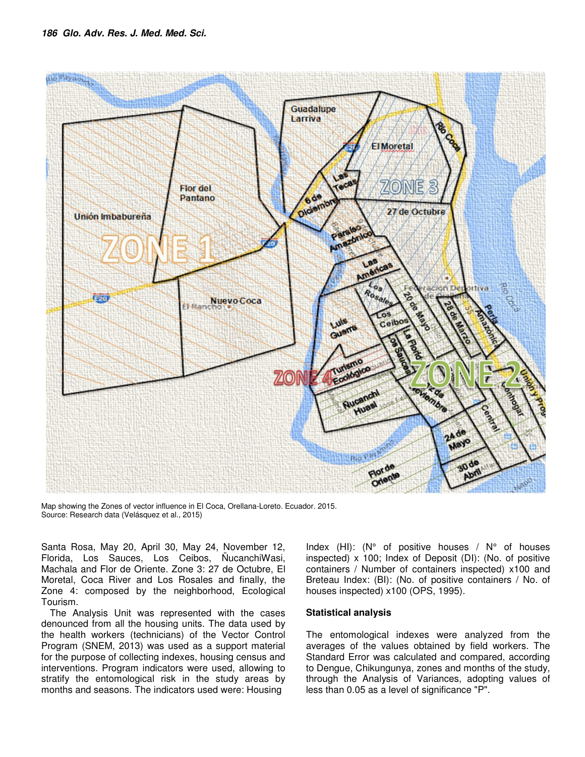Map showing the Zones of vector influence in El Coca, Orellana-Loreto. Ecuador. 2015.
Source: Research data (Velásquez et al., 2015)

Santa Rosa, May 20, April 30, May 24, November 12, Florida, Los Sauces, Los Ceibos, ÑucanchiWasi, Machala and Flor de Oriente. Zone 3: 27 de Octubre, El Moretal, Coca River and Los Rosales and finally, the Zone 4: composed by the neighborhood, Ecological Tourism.

The Analysis Unit was represented with the cases denounced from all the housing units. The data used by the health workers (technicians) of the Vector Control Program (SNEM, 2013) was used as a support material for the purpose of collecting indexes, housing census and interventions. Program indicators were used, allowing to stratify the entomological risk in the study areas by months and seasons. The indicators used were: Housing Index (HI): (N° of positive houses / N° of houses inspected) x 100; Index of Deposit (DI): (No. of positive containers / Number of containers inspected) x100 and Breteau Index: (BI): (No. of positive containers / No. of houses inspected) x100 (OPS, 1995).

## Statistical analysis

The entomological indexes were analyzed from the averages of the values obtained by field workers. The Standard Error was calculated and compared, according to Dengue, Chikungunya, zones and months of the study, through the Analysis of Variances, adopting values of less than 0.05 as a level of significance "P".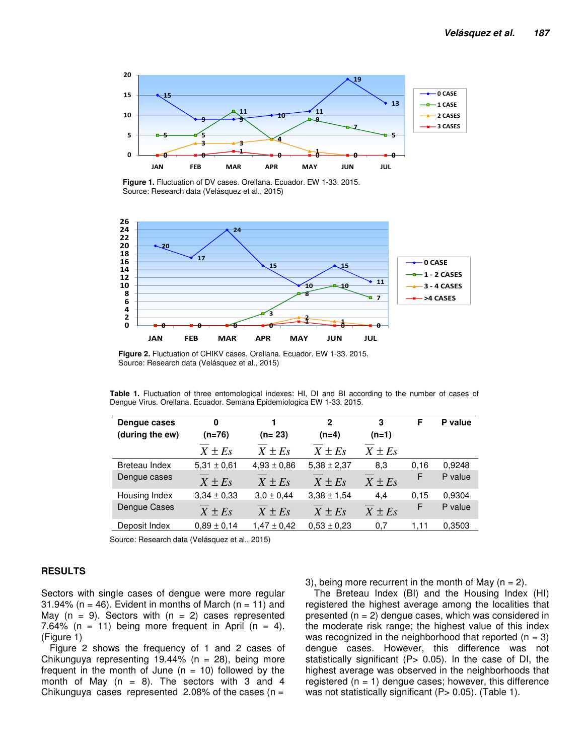Figure 1. Fluctuation of DV cases. Orellana. Ecuador. EW 1-33. 2015.
Source: Research data (Velásquez et al., 2015)

Figure 2. Fluctuation of CHIKV cases. Orellana. Ecuador. EW 1-33. 2015.
Source: Research data (Velásquez et al., 2015)

**Table 1.** Fluctuation of three entomological indexes: HI, DI and BI according to the number of cases of Dengue Virus. Orellana. Ecuador. Semana Epidemiologica EW 1-33. 2015.

| Dengue cases (during the ew) | 0 (n=76) | 1 (n= 23) | 2 (n=4) | 3 (n=1) | F | P value |
|---|---|---|---|---|---|---|
| | $\bar{X} \pm Es$ | $\bar{X} \pm Es$ | $\bar{X} \pm Es$ | $\bar{X} \pm Es$ | | |
| Breteau Index | 5,31 ± 0,61 | 4,93 ± 0,86 | 5,38 ± 2,37 | 8,3 | 0,16 | 0,9248 |
| Dengue cases | $\bar{X} \pm Es$ | $\bar{X} \pm Es$ | $\bar{X} \pm Es$ | $\bar{X} \pm Es$ | F | P value |
| Housing Index | 3,34 ± 0,33 | 3,0 ± 0,44 | 3,38 ± 1,54 | 4,4 | 0,15 | 0,9304 |
| Dengue Cases | $\bar{X} \pm Es$ | $\bar{X} \pm Es$ | $\bar{X} \pm Es$ | $\bar{X} \pm Es$ | F | P value |
| Deposit Index | 0,89 ± 0,14 | 1,47 ± 0,42 | 0,53 ± 0,23 | 0,7 | 1,11 | 0,3503 |

Source: Research data (Velásquez et al., 2015)

## RESULTS

Sectors with single cases of dengue were more regular 31.94% (n = 46). Evident in months of March (n = 11) and May (n = 9). Sectors with (n = 2) cases represented 7.64% (n = 11) being more frequent in April (n = 4). (Figure 1)

Figure 2 shows the frequency of 1 and 2 cases of Chikunguya representing 19.44% (n = 28), being more frequent in the month of June (n = 10) followed by the month of May (n = 8). The sectors with 3 and 4 Chikunguya cases represented 2.08% of the cases (n = 3), being more recurrent in the month of May (n = 2).

The Breteau Index (BI) and the Housing Index (HI) registered the highest average among the localities that presented (n = 2) dengue cases, which was considered in the moderate risk range; the highest value of this index was recognized in the neighborhood that reported (n = 3) dengue cases. However, this difference was not statistically significant (P> 0.05). In the case of DI, the highest average was observed in the neighborhoods that registered (n = 1) dengue cases; however, this difference was not statistically significant (P> 0.05). (Table 1).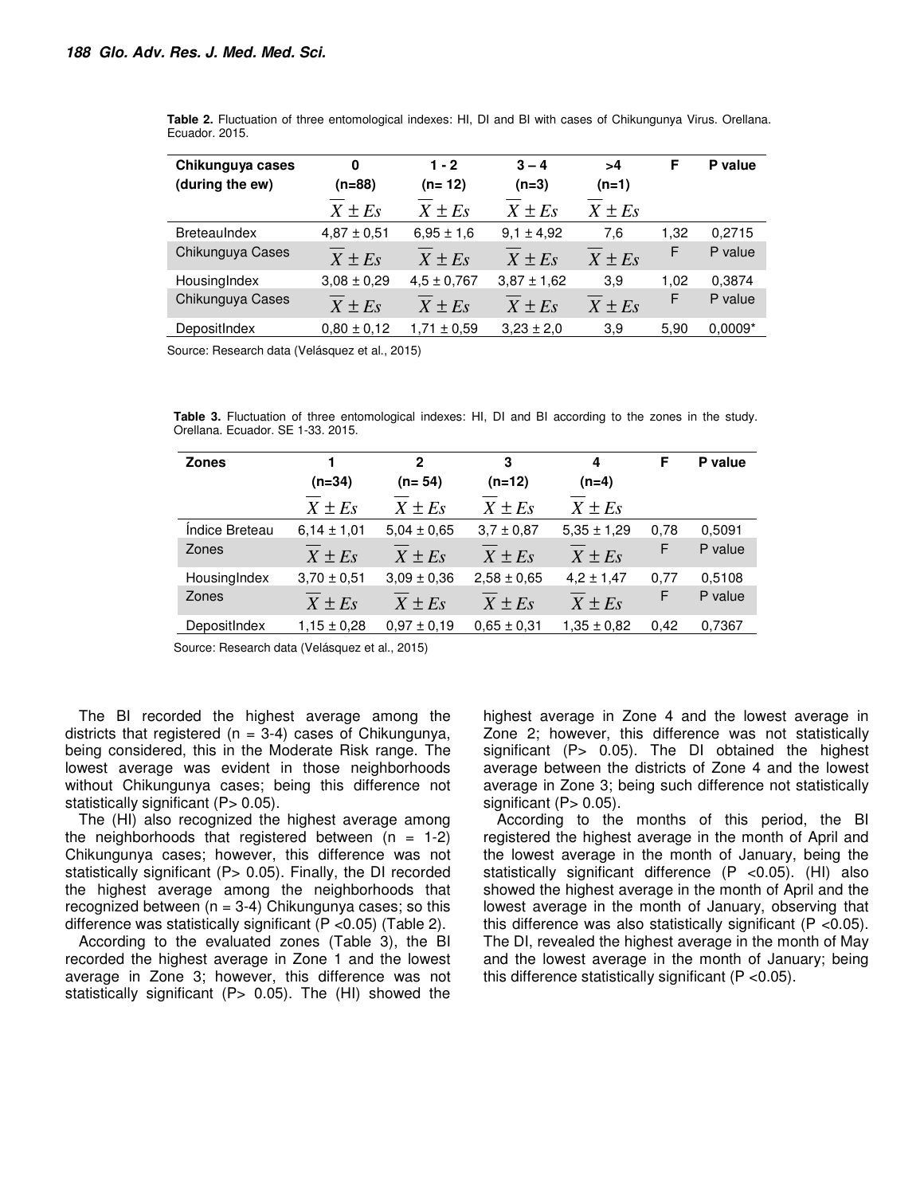**Table 2.** Fluctuation of three entomological indexes: HI, DI and BI with cases of Chikungunya Virus. Orellana. Ecuador. 2015.

| Chikungunya cases (during the ew) | 0 (n=88) | 1 - 2 (n= 12) | 3 – 4 (n=3) | >4 (n=1) | F | P value |
|---|---|---|---|---|---|---|
| | $\overline{X} \pm Es$ | $\overline{X} \pm Es$ | $\overline{X} \pm Es$ | $\overline{X} \pm Es$ | | |
| BreteauIndex | 4,87 ± 0,51 | 6,95 ± 1,6 | 9,1 ± 4,92 | 7,6 | 1,32 | 0,2715 |
| Chikunguya Cases | $\overline{X} \pm Es$ | $\overline{X} \pm Es$ | $\overline{X} \pm Es$ | $\overline{X} \pm Es$ | F | P value |
| HousingIndex | 3,08 ± 0,29 | 4,5 ± 0,767 | 3,87 ± 1,62 | 3,9 | 1,02 | 0,3874 |
| Chikunguya Cases | $\overline{X} \pm Es$ | $\overline{X} \pm Es$ | $\overline{X} \pm Es$ | $\overline{X} \pm Es$ | F | P value |
| DepositIndex | 0,80 ± 0,12 | 1,71 ± 0,59 | 3,23 ± 2,0 | 3,9 | 5,90 | 0,0009* |

Source: Research data (Velásquez et al., 2015)

**Table 3.** Fluctuation of three entomological indexes: HI, DI and BI according to the zones in the study. Orellana. Ecuador. SE 1-33. 2015.

| Zones | 1 (n=34) | 2 (n= 54) | 3 (n=12) | 4 (n=4) | F | P value |
|---|---|---|---|---|---|---|
| | $\overline{X} \pm Es$ | $\overline{X} \pm Es$ | $\overline{X} \pm Es$ | $\overline{X} \pm Es$ | | |
| Índice Breteau | 6,14 ± 1,01 | 5,04 ± 0,65 | 3,7 ± 0,87 | 5,35 ± 1,29 | 0,78 | 0,5091 |
| Zones | $\overline{X} \pm Es$ | $\overline{X} \pm Es$ | $\overline{X} \pm Es$ | $\overline{X} \pm Es$ | F | P value |
| HousingIndex | 3,70 ± 0,51 | 3,09 ± 0,36 | 2,58 ± 0,65 | 4,2 ± 1,47 | 0,77 | 0,5108 |
| Zones | $\overline{X} \pm Es$ | $\overline{X} \pm Es$ | $\overline{X} \pm Es$ | $\overline{X} \pm Es$ | F | P value |
| DepositIndex | 1,15 ± 0,28 | 0,97 ± 0,19 | 0,65 ± 0,31 | 1,35 ± 0,82 | 0,42 | 0,7367 |

Source: Research data (Velásquez et al., 2015)

The BI recorded the highest average among the districts that registered (n = 3-4) cases of Chikungunya, being considered, this in the Moderate Risk range. The lowest average was evident in those neighborhoods without Chikungunya cases; being this difference not statistically significant (P> 0.05).

The (HI) also recognized the highest average among the neighborhoods that registered between (n = 1-2) Chikungunya cases; however, this difference was not statistically significant (P> 0.05). Finally, the DI recorded the highest average among the neighborhoods that recognized between (n = 3-4) Chikungunya cases; so this difference was statistically significant (P <0.05) (Table 2).

According to the evaluated zones (Table 3), the BI recorded the highest average in Zone 1 and the lowest average in Zone 3; however, this difference was not statistically significant (P> 0.05). The (HI) showed the highest average in Zone 4 and the lowest average in Zone 2; however, this difference was not statistically significant (P> 0.05). The DI obtained the highest average between the districts of Zone 4 and the lowest average in Zone 3; being such difference not statistically significant (P> 0.05).

According to the months of this period, the BI registered the highest average in the month of April and the lowest average in the month of January, being the statistically significant difference (P <0.05). (HI) also showed the highest average in the month of April and the lowest average in the month of January, observing that this difference was also statistically significant (P <0.05). The DI, revealed the highest average in the month of May and the lowest average in the month of January; being this difference statistically significant (P <0.05).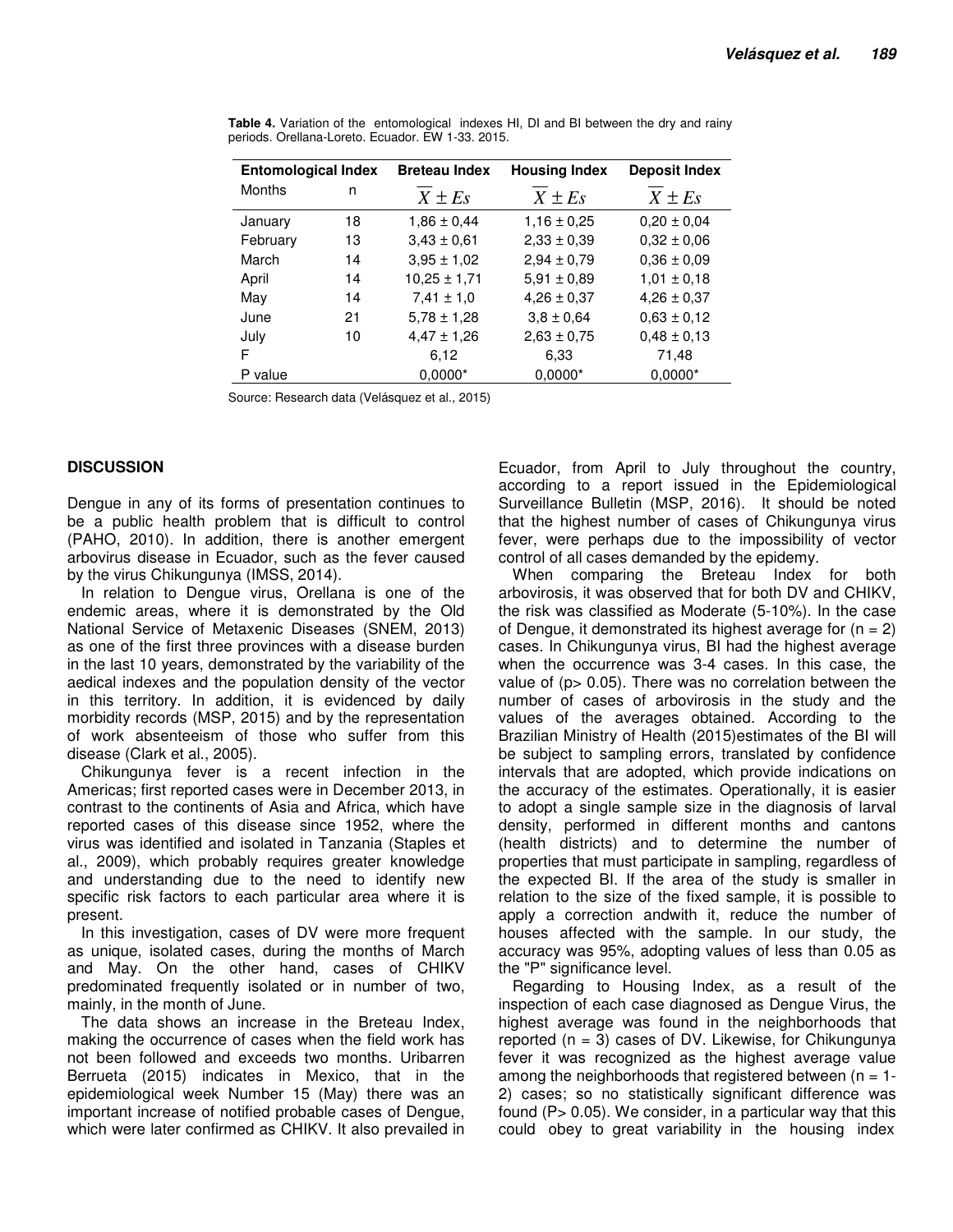**Table 4.** Variation of the entomological indexes HI, DI and BI between the dry and rainy periods. Orellana-Loreto. Ecuador. EW 1-33. 2015.

| Entomological Index | | Breteau Index | Housing Index | Deposit Index |
|---|---|---|---|---|
| Months | n | $\overline{X} \pm Es$ | $\overline{X} \pm Es$ | $\overline{X} \pm Es$ |
| January | 18 | 1,86 ± 0,44 | 1,16 ± 0,25 | 0,20 ± 0,04 |
| February | 13 | 3,43 ± 0,61 | 2,33 ± 0,39 | 0,32 ± 0,06 |
| March | 14 | 3,95 ± 1,02 | 2,94 ± 0,79 | 0,36 ± 0,09 |
| April | 14 | 10,25 ± 1,71 | 5,91 ± 0,89 | 1,01 ± 0,18 |
| May | 14 | 7,41 ± 1,0 | 4,26 ± 0,37 | 4,26 ± 0,37 |
| June | 21 | 5,78 ± 1,28 | 3,8 ± 0,64 | 0,63 ± 0,12 |
| July | 10 | 4,47 ± 1,26 | 2,63 ± 0,75 | 0,48 ± 0,13 |
| F | | 6,12 | 6,33 | 71,48 |
| P value | | 0,0000* | 0,0000* | 0,0000* |

Source: Research data (Velásquez et al., 2015)

## DISCUSSION

Dengue in any of its forms of presentation continues to be a public health problem that is difficult to control (PAHO, 2010). In addition, there is another emergent arbovirus disease in Ecuador, such as the fever caused by the virus Chikungunya (IMSS, 2014).

In relation to Dengue virus, Orellana is one of the endemic areas, where it is demonstrated by the Old National Service of Metaxenic Diseases (SNEM, 2013) as one of the first three provinces with a disease burden in the last 10 years, demonstrated by the variability of the aedical indexes and the population density of the vector in this territory. In addition, it is evidenced by daily morbidity records (MSP, 2015) and by the representation of work absenteeism of those who suffer from this disease (Clark et al., 2005).

Chikungunya fever is a recent infection in the Americas; first reported cases were in December 2013, in contrast to the continents of Asia and Africa, which have reported cases of this disease since 1952, where the virus was identified and isolated in Tanzania (Staples et al., 2009), which probably requires greater knowledge and understanding due to the need to identify new specific risk factors to each particular area where it is present.

In this investigation, cases of DV were more frequent as unique, isolated cases, during the months of March and May. On the other hand, cases of CHIKV predominated frequently isolated or in number of two, mainly, in the month of June.

The data shows an increase in the Breteau Index, making the occurrence of cases when the field work has not been followed and exceeds two months. Uribarren Berrueta (2015) indicates in Mexico, that in the epidemiological week Number 15 (May) there was an important increase of notified probable cases of Dengue, which were later confirmed as CHIKV. It also prevailed in Ecuador, from April to July throughout the country, according to a report issued in the Epidemiological Surveillance Bulletin (MSP, 2016). It should be noted that the highest number of cases of Chikungunya virus fever, were perhaps due to the impossibility of vector control of all cases demanded by the epidemy.

When comparing the Breteau Index for both arbovirosis, it was observed that for both DV and CHIKV, the risk was classified as Moderate (5-10%). In the case of Dengue, it demonstrated its highest average for (n = 2) cases. In Chikungunya virus, BI had the highest average when the occurrence was 3-4 cases. In this case, the value of (p> 0.05). There was no correlation between the number of cases of arbovirosis in the study and the values of the averages obtained. According to the Brazilian Ministry of Health (2015)estimates of the BI will be subject to sampling errors, translated by confidence intervals that are adopted, which provide indications on the accuracy of the estimates. Operationally, it is easier to adopt a single sample size in the diagnosis of larval density, performed in different months and cantons (health districts) and to determine the number of properties that must participate in sampling, regardless of the expected BI. If the area of the study is smaller in relation to the size of the fixed sample, it is possible to apply a correction andwith it, reduce the number of houses affected with the sample. In our study, the accuracy was 95%, adopting values of less than 0.05 as the "P" significance level.

Regarding to Housing Index, as a result of the inspection of each case diagnosed as Dengue Virus, the highest average was found in the neighborhoods that reported (n = 3) cases of DV. Likewise, for Chikungunya fever it was recognized as the highest average value among the neighborhoods that registered between (n = 1-2) cases; so no statistically significant difference was found (P> 0.05). We consider, in a particular way that this could obey to great variability in the housing index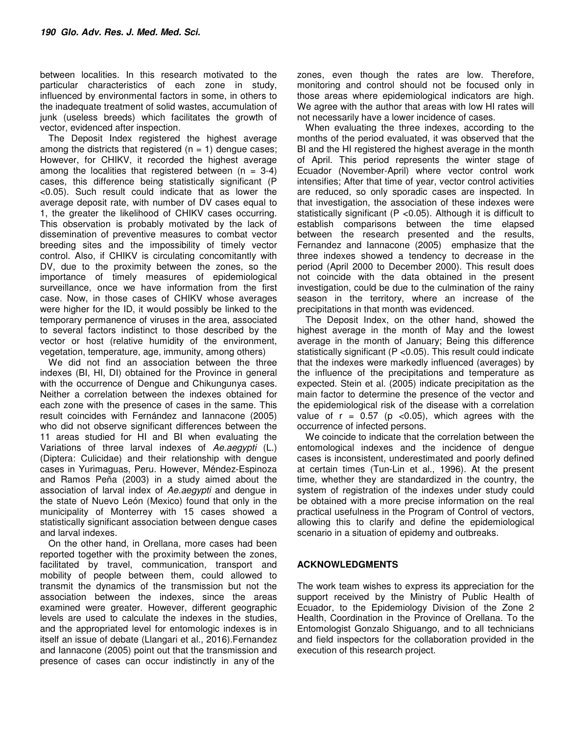between localities. In this research motivated to the particular characteristics of each zone in study, influenced by environmental factors in some, in others to the inadequate treatment of solid wastes, accumulation of junk (useless breeds) which facilitates the growth of vector, evidenced after inspection.

The Deposit Index registered the highest average among the districts that registered (n = 1) dengue cases; However, for CHIKV, it recorded the highest average among the localities that registered between (n = 3-4) cases, this difference being statistically significant ($P < 0.05$). Such result could indicate that as lower the average deposit rate, with number of DV cases equal to 1, the greater the likelihood of CHIKV cases occurring. This observation is probably motivated by the lack of dissemination of preventive measures to combat vector breeding sites and the impossibility of timely vector control. Also, if CHIKV is circulating concomitantly with DV, due to the proximity between the zones, so the importance of timely measures of epidemiological surveillance, once we have information from the first case. Now, in those cases of CHIKV whose averages were higher for the ID, it would possibly be linked to the temporary permanence of viruses in the area, associated to several factors indistinct to those described by the vector or host (relative humidity of the environment, vegetation, temperature, age, immunity, among others)

We did not find an association between the three indexes (BI, HI, DI) obtained for the Province in general with the occurrence of Dengue and Chikungunya cases. Neither a correlation between the indexes obtained for each zone with the presence of cases in the same. This result coincides with Fernández and Iannacone (2005) who did not observe significant differences between the 11 areas studied for HI and BI when evaluating the Variations of three larval indexes of *Ae.aegypti* (L.) (Diptera: Culicidae) and their relationship with dengue cases in Yurimaguas, Peru. However, Méndez-Espinoza and Ramos Peña (2003) in a study aimed about the association of larval index of *Ae.aegypti* and dengue in the state of Nuevo León (Mexico) found that only in the municipality of Monterrey with 15 cases showed a statistically significant association between dengue cases and larval indexes.

On the other hand, in Orellana, more cases had been reported together with the proximity between the zones, facilitated by travel, communication, transport and mobility of people between them, could allowed to transmit the dynamics of the transmission but not the association between the indexes, since the areas examined were greater. However, different geographic levels are used to calculate the indexes in the studies, and the appropriated level for entomologic indexes is in itself an issue of debate (Llangari et al., 2016).Fernandez and Iannacone (2005) point out that the transmission and presence of cases can occur indistinctly in any of the zones, even though the rates are low. Therefore, monitoring and control should not be focused only in those areas where epidemiological indicators are high. We agree with the author that areas with low HI rates will not necessarily have a lower incidence of cases.

When evaluating the three indexes, according to the months of the period evaluated, it was observed that the BI and the HI registered the highest average in the month of April. This period represents the winter stage of Ecuador (November-April) where vector control work intensifies; After that time of year, vector control activities are reduced, so only sporadic cases are inspected. In that investigation, the association of these indexes were statistically significant ($P < 0.05$). Although it is difficult to establish comparisons between the time elapsed between the research presented and the results, Fernandez and Iannacone (2005) emphasize that the three indexes showed a tendency to decrease in the period (April 2000 to December 2000). This result does not coincide with the data obtained in the present investigation, could be due to the culmination of the rainy season in the territory, where an increase of the precipitations in that month was evidenced.

The Deposit Index, on the other hand, showed the highest average in the month of May and the lowest average in the month of January; Being this difference statistically significant ($P < 0.05$). This result could indicate that the indexes were markedly influenced (averages) by the influence of the precipitations and temperature as expected. Stein et al. (2005) indicate precipitation as the main factor to determine the presence of the vector and the epidemiological risk of the disease with a correlation value of $r = 0.57$ ($p < 0.05$), which agrees with the occurrence of infected persons.

We coincide to indicate that the correlation between the entomological indexes and the incidence of dengue cases is inconsistent, underestimated and poorly defined at certain times (Tun-Lin et al., 1996). At the present time, whether they are standardized in the country, the system of registration of the indexes under study could be obtained with a more precise information on the real practical usefulness in the Program of Control of vectors, allowing this to clarify and define the epidemiological scenario in a situation of epidemy and outbreaks.

## ACKNOWLEDGMENTS

The work team wishes to express its appreciation for the support received by the Ministry of Public Health of Ecuador, to the Epidemiology Division of the Zone 2 Health, Coordination in the Province of Orellana. To the Entomologist Gonzalo Shiguango, and to all technicians and field inspectors for the collaboration provided in the execution of this research project.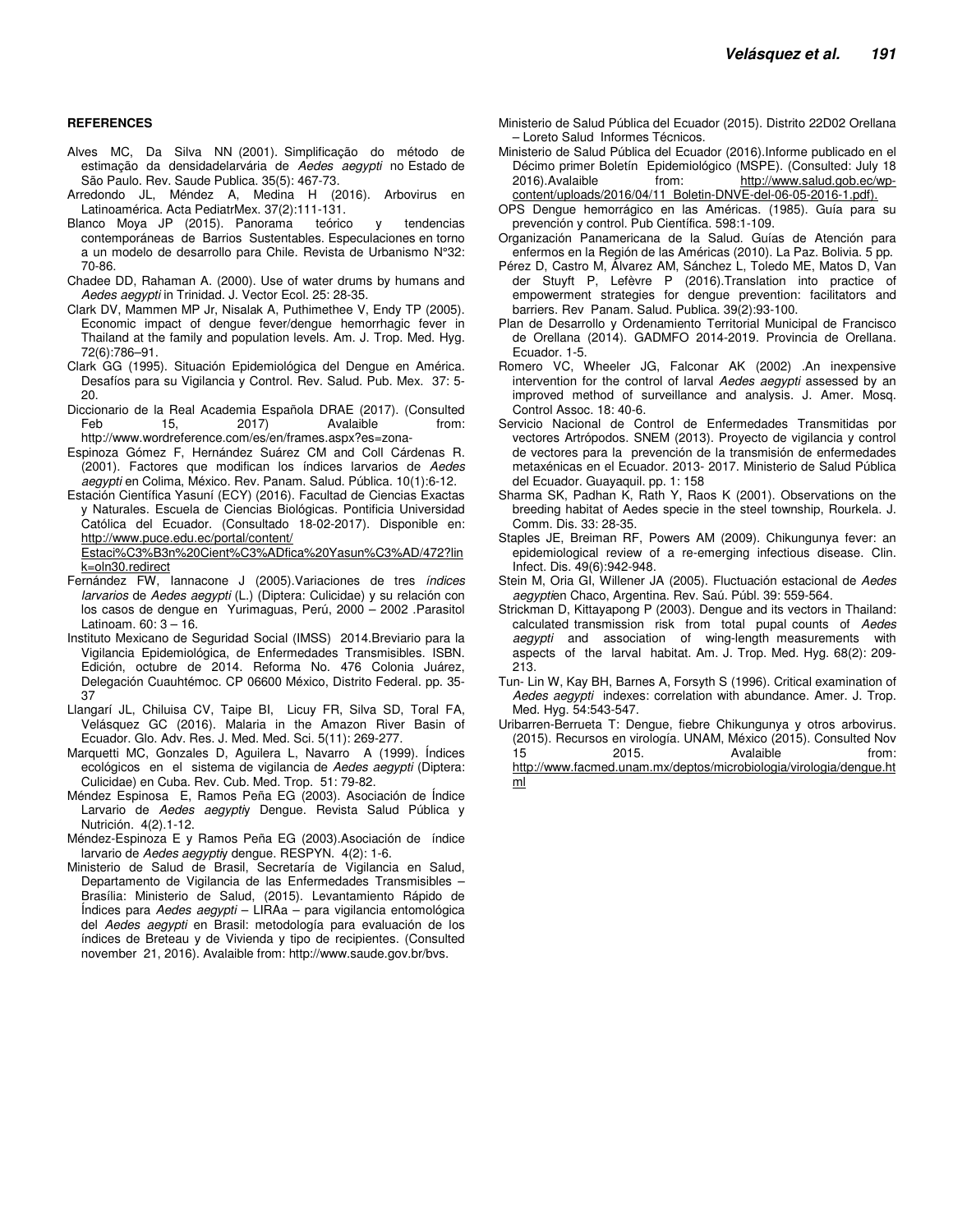**REFERENCES**

Alves MC, Da Silva NN (2001). Simplificação do método de estimação da densidadelarvária de *Aedes aegypti* no Estado de São Paulo. Rev. Saude Publica. 35(5): 467-73.

Arredondo JL, Méndez A, Medina H (2016). Arbovirus en Latinoamérica. Acta PediatrMex. 37(2):111-131.

Blanco Moya JP (2015). Panorama teórico y tendencias contemporáneas de Barrios Sustentables. Especulaciones en torno a un modelo de desarrollo para Chile. Revista de Urbanismo N°32: 70-86.

Chadee DD, Rahaman A. (2000). Use of water drums by humans and *Aedes aegypti* in Trinidad. J. Vector Ecol. 25: 28-35.

Clark DV, Mammen MP Jr, Nisalak A, Puthimethee V, Endy TP (2005). Economic impact of dengue fever/dengue hemorrhagic fever in Thailand at the family and population levels. Am. J. Trop. Med. Hyg. 72(6):786–91.

Clark GG (1995). Situación Epidemiológica del Dengue en América. Desafíos para su Vigilancia y Control. Rev. Salud. Pub. Mex. 37: 5-20.

Diccionario de la Real Academia Española DRAE (2017). (Consulted Feb 15, 2017) Avalaible from: http://www.wordreference.com/es/en/frames.aspx?es=zona-

Espinoza Gómez F, Hernández Suárez CM and Coll Cárdenas R. (2001). Factores que modifican los índices larvarios de *Aedes aegypti* en Colima, México. Rev. Panam. Salud. Pública. 10(1):6-12.

Estación Científica Yasuní (ECY) (2016). Facultad de Ciencias Exactas y Naturales. Escuela de Ciencias Biológicas. Pontificia Universidad Católica del Ecuador. (Consultado 18-02-2017). Disponible en: http://www.puce.edu.ec/portal/content/Estaci%C3%B3n%20Cient%C3%ADfica%20Yasun%C3%AD/472?link=oln30.redirect

Fernández FW, Iannacone J (2005).Variaciones de tres *índices larvarios* de *Aedes aegypti* (L.) (Diptera: Culicidae) y su relación con los casos de dengue en Yurimaguas, Perú, 2000 – 2002 .Parasitol Latinoam. 60: 3 – 16.

Instituto Mexicano de Seguridad Social (IMSS) 2014.Breviario para la Vigilancia Epidemiológica, de Enfermedades Transmisibles. ISBN. Edición, octubre de 2014. Reforma No. 476 Colonia Juárez, Delegación Cuauhtémoc. CP 06600 México, Distrito Federal. pp. 35-37

Llangarí JL, Chiluisa CV, Taipe BI, Licuy FR, Silva SD, Toral FA, Velásquez GC (2016). Malaria in the Amazon River Basin of Ecuador. Glo. Adv. Res. J. Med. Med. Sci. 5(11): 269-277.

Marquetti MC, Gonzales D, Aguilera L, Navarro A (1999). Índices ecológicos en el sistema de vigilancia de *Aedes aegypti* (Diptera: Culicidae) en Cuba. Rev. Cub. Med. Trop. 51: 79-82.

Méndez Espinosa E, Ramos Peña EG (2003). Asociación de Índice Larvario de *Aedes aegypti*y Dengue. Revista Salud Pública y Nutrición. 4(2).1-12.

Méndez-Espinoza E y Ramos Peña EG (2003).Asociación de índice larvario de *Aedes aegypti*y dengue. RESPYN. 4(2): 1-6.

Ministerio de Salud de Brasil, Secretaría de Vigilancia en Salud, Departamento de Vigilancia de las Enfermedades Transmisibles – Brasília: Ministerio de Salud, (2015). Levantamiento Rápido de Índices para *Aedes aegypti* – LIRAa – para vigilancia entomológica del *Aedes aegypti* en Brasil: metodología para evaluación de los índices de Breteau y de Vivienda y tipo de recipientes. (Consulted november 21, 2016). Avalaible from: http://www.saude.gov.br/bvs.

Ministerio de Salud Pública del Ecuador (2015). Distrito 22D02 Orellana – Loreto Salud Informes Técnicos.

Ministerio de Salud Pública del Ecuador (2016).Informe publicado en el Décimo primer Boletín Epidemiológico (MSPE). (Consulted: July 18 2016).Avalaible from: http://www.salud.gob.ec/wp-content/uploads/2016/04/11_Boletin-DNVE-del-06-05-2016-1.pdf).

OPS Dengue hemorrágico en las Américas. (1985). Guía para su prevención y control. Pub Científica. 598:1-109.

Organización Panamericana de la Salud. Guías de Atención para enfermos en la Región de las Américas (2010). La Paz. Bolivia. 5 pp.

Pérez D, Castro M, Álvarez AM, Sánchez L, Toledo ME, Matos D, Van der Stuyft P, Lefèvre P (2016).Translation into practice of empowerment strategies for dengue prevention: facilitators and barriers. Rev Panam. Salud. Publica. 39(2):93-100.

Plan de Desarrollo y Ordenamiento Territorial Municipal de Francisco de Orellana (2014). GADMFO 2014-2019. Provincia de Orellana. Ecuador. 1-5.

Romero VC, Wheeler JG, Falconar AK (2002) .An inexpensive intervention for the control of larval *Aedes aegypti* assessed by an improved method of surveillance and analysis. J. Amer. Mosq. Control Assoc. 18: 40-6.

Servicio Nacional de Control de Enfermedades Transmitidas por vectores Artrópodos. SNEM (2013). Proyecto de vigilancia y control de vectores para la prevención de la transmisión de enfermedades metaxénicas en el Ecuador. 2013- 2017. Ministerio de Salud Pública del Ecuador. Guayaquil. pp. 1: 158

Sharma SK, Padhan K, Rath Y, Raos K (2001). Observations on the breeding habitat of Aedes specie in the steel township, Rourkela. J. Comm. Dis. 33: 28-35.

Staples JE, Breiman RF, Powers AM (2009). Chikungunya fever: an epidemiological review of a re-emerging infectious disease. Clin. Infect. Dis. 49(6):942-948.

Stein M, Oria GI, Willener JA (2005). Fluctuación estacional de *Aedes aegypti*en Chaco, Argentina. Rev. Saú. Públ. 39: 559-564.

Strickman D, Kittayapong P (2003). Dengue and its vectors in Thailand: calculated transmission risk from total pupal counts of *Aedes aegypti* and association of wing-length measurements with aspects of the larval habitat. Am. J. Trop. Med. Hyg. 68(2): 209-213.

Tun- Lin W, Kay BH, Barnes A, Forsyth S (1996). Critical examination of *Aedes aegypti* indexes: correlation with abundance. Amer. J. Trop. Med. Hyg. 54:543-547.

Uribarren-Berrueta T: Dengue, fiebre Chikungunya y otros arbovirus. (2015). Recursos en virología. UNAM, México (2015). Consulted Nov 15 2015. Avalaible from: http://www.facmed.unam.mx/deptos/microbiologia/virologia/dengue.html